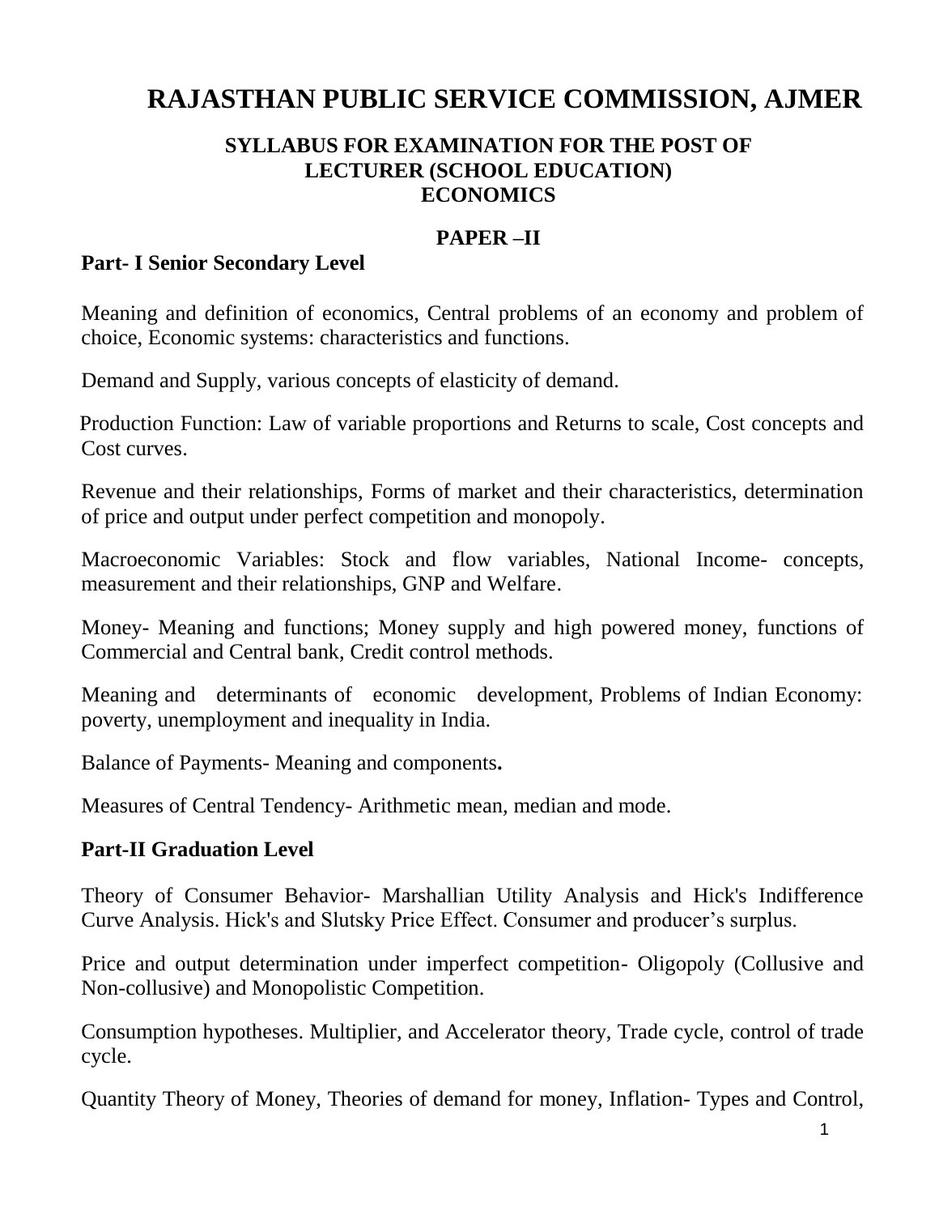# RAJASTHAN PUBLIC SERVICE COMMISSION, AJMER

## SYLLABUS FOR EXAMINATION FOR THE POST OF LECTURER (SCHOOL EDUCATION) ECONOMICS

## PAPER –II

### Part- I Senior Secondary Level

Meaning and definition of economics, Central problems of an economy and problem of choice, Economic systems: characteristics and functions.

Demand and Supply, various concepts of elasticity of demand.

Production Function: Law of variable proportions and Returns to scale, Cost concepts and Cost curves.

Revenue and their relationships, Forms of market and their characteristics, determination of price and output under perfect competition and monopoly.

Macroeconomic Variables: Stock and flow variables, National Income- concepts, measurement and their relationships, GNP and Welfare.

Money- Meaning and functions; Money supply and high powered money, functions of Commercial and Central bank, Credit control methods.

Meaning and determinants of economic development, Problems of Indian Economy: poverty, unemployment and inequality in India.

Balance of Payments- Meaning and components**.**

Measures of Central Tendency- Arithmetic mean, median and mode.

### Part-II Graduation Level

Theory of Consumer Behavior- Marshallian Utility Analysis and Hick's Indifference Curve Analysis. Hick's and Slutsky Price Effect. Consumer and producer's surplus.

Price and output determination under imperfect competition- Oligopoly (Collusive and Non-collusive) and Monopolistic Competition.

Consumption hypotheses. Multiplier, and Accelerator theory, Trade cycle, control of trade cycle.

Quantity Theory of Money, Theories of demand for money, Inflation- Types and Control,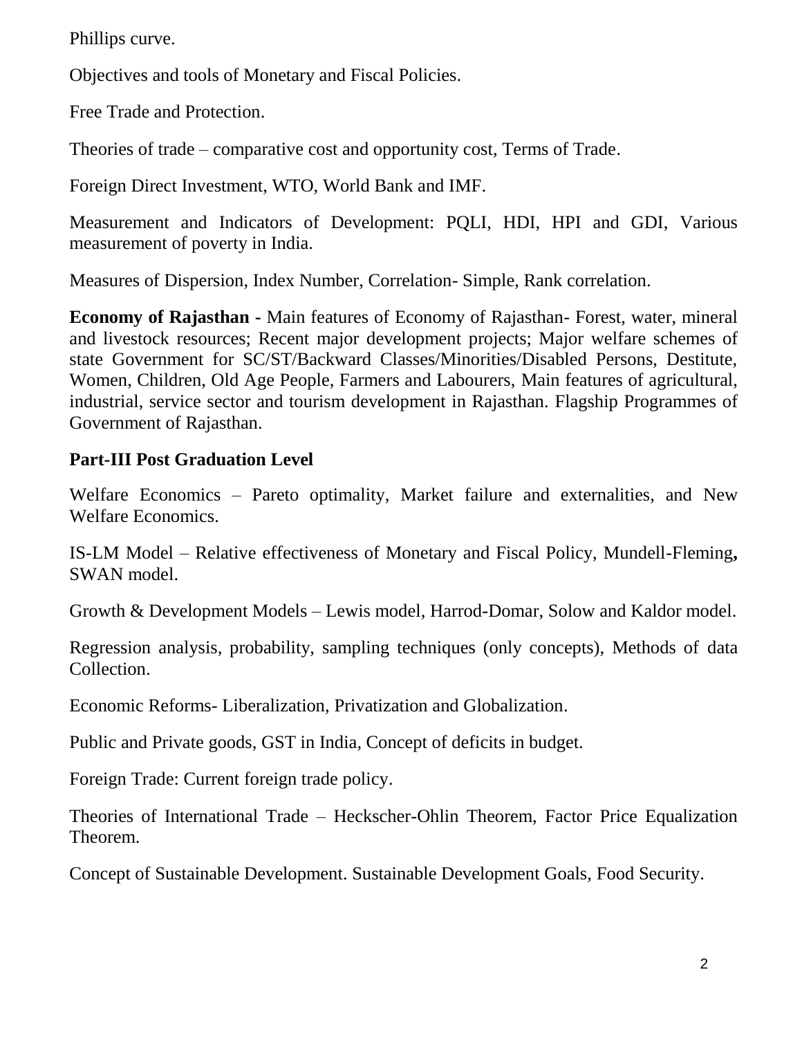Phillips curve.

Objectives and tools of Monetary and Fiscal Policies.

Free Trade and Protection.

Theories of trade – comparative cost and opportunity cost, Terms of Trade.

Foreign Direct Investment, WTO, World Bank and IMF.

Measurement and Indicators of Development: PQLI, HDI, HPI and GDI, Various measurement of poverty in India.

Measures of Dispersion, Index Number, Correlation- Simple, Rank correlation.

**Economy of Rajasthan -** Main features of Economy of Rajasthan- Forest, water, mineral and livestock resources; Recent major development projects; Major welfare schemes of state Government for SC/ST/Backward Classes/Minorities/Disabled Persons, Destitute, Women, Children, Old Age People, Farmers and Labourers, Main features of agricultural, industrial, service sector and tourism development in Rajasthan. Flagship Programmes of Government of Rajasthan.

**Part-III Post Graduation Level**

Welfare Economics – Pareto optimality, Market failure and externalities, and New Welfare Economics.

IS-LM Model – Relative effectiveness of Monetary and Fiscal Policy, Mundell-Fleming**,** SWAN model.

Growth & Development Models – Lewis model, Harrod-Domar, Solow and Kaldor model.

Regression analysis, probability, sampling techniques (only concepts), Methods of data Collection.

Economic Reforms- Liberalization, Privatization and Globalization.

Public and Private goods, GST in India, Concept of deficits in budget.

Foreign Trade: Current foreign trade policy.

Theories of International Trade – Heckscher-Ohlin Theorem, Factor Price Equalization Theorem.

Concept of Sustainable Development. Sustainable Development Goals, Food Security.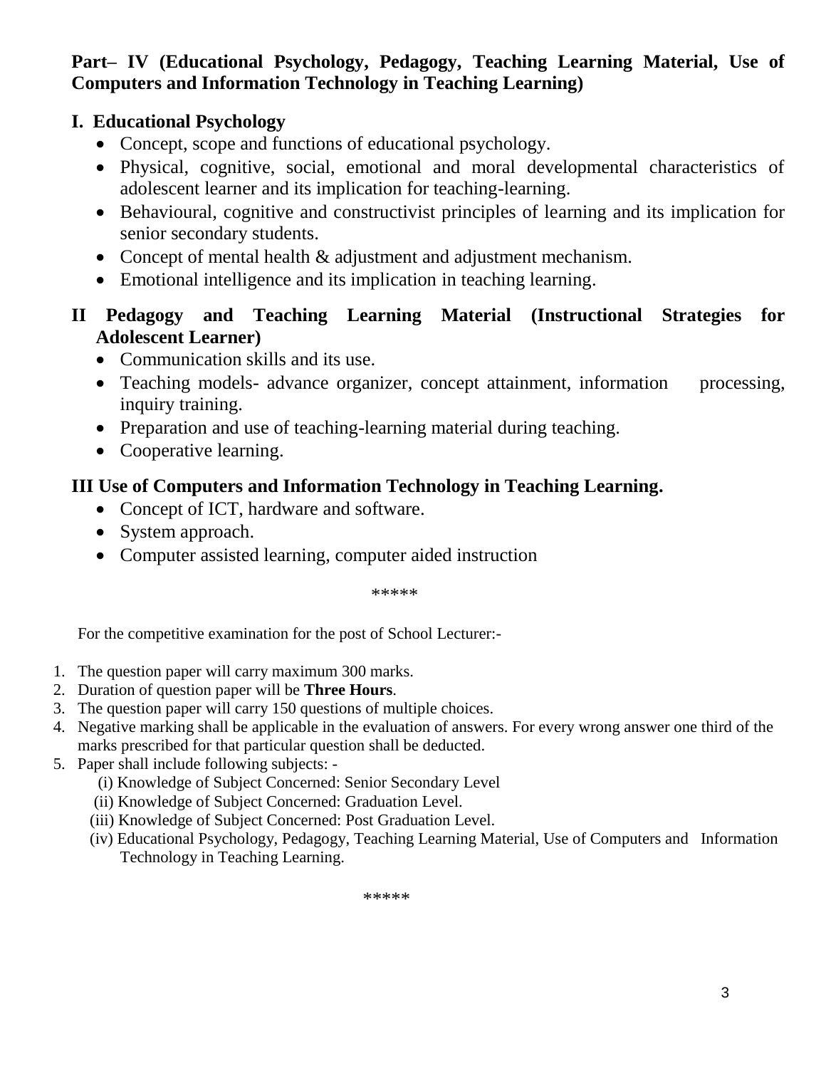**Part– IV (Educational Psychology, Pedagogy, Teaching Learning Material, Use of Computers and Information Technology in Teaching Learning)**

**I. Educational Psychology**

- Concept, scope and functions of educational psychology.
- Physical, cognitive, social, emotional and moral developmental characteristics of adolescent learner and its implication for teaching-learning.
- Behavioural, cognitive and constructivist principles of learning and its implication for senior secondary students.
- Concept of mental health & adjustment and adjustment mechanism.
- Emotional intelligence and its implication in teaching learning.

**II Pedagogy and Teaching Learning Material (Instructional Strategies for Adolescent Learner)**

- Communication skills and its use.
- Teaching models- advance organizer, concept attainment, information processing, inquiry training.
- Preparation and use of teaching-learning material during teaching.
- Cooperative learning.

**III Use of Computers and Information Technology in Teaching Learning.**

- Concept of ICT, hardware and software.
- System approach.
- Computer assisted learning, computer aided instruction

*****

For the competitive examination for the post of School Lecturer:-

1. The question paper will carry maximum 300 marks.
2. Duration of question paper will be **Three Hours**.
3. The question paper will carry 150 questions of multiple choices.
4. Negative marking shall be applicable in the evaluation of answers. For every wrong answer one third of the marks prescribed for that particular question shall be deducted.
5. Paper shall include following subjects: -
   (i) Knowledge of Subject Concerned: Senior Secondary Level
   (ii) Knowledge of Subject Concerned: Graduation Level.
   (iii) Knowledge of Subject Concerned: Post Graduation Level.
   (iv) Educational Psychology, Pedagogy, Teaching Learning Material, Use of Computers and Information Technology in Teaching Learning.

*****